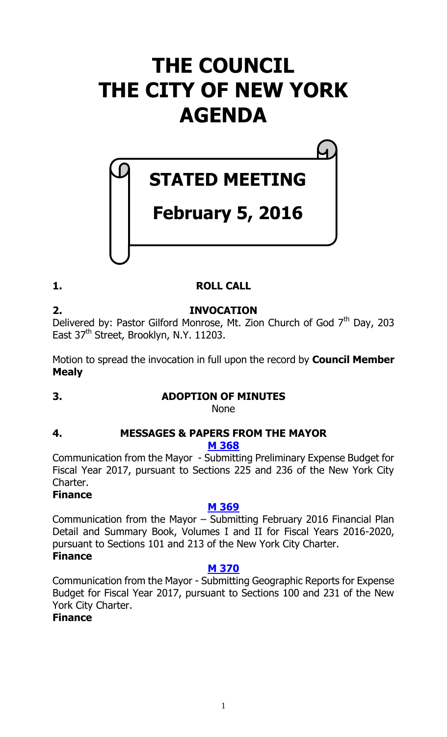# THE COUNCIL
# THE CITY OF NEW YORK
# AGENDA

## STATED MEETING

## February 5, 2016

### 1. ROLL CALL

### 2. INVOCATION

Delivered by: Pastor Gilford Monrose, Mt. Zion Church of God 7th Day, 203 East 37th Street, Brooklyn, N.Y. 11203.

Motion to spread the invocation in full upon the record by **Council Member Mealy**

### 3. ADOPTION OF MINUTES

None

### 4. MESSAGES & PAPERS FROM THE MAYOR

**M 368**

Communication from the Mayor - Submitting Preliminary Expense Budget for Fiscal Year 2017, pursuant to Sections 225 and 236 of the New York City Charter.

**Finance**

**M 369**

Communication from the Mayor – Submitting February 2016 Financial Plan Detail and Summary Book, Volumes I and II for Fiscal Years 2016-2020, pursuant to Sections 101 and 213 of the New York City Charter.

**Finance**

**M 370**

Communication from the Mayor - Submitting Geographic Reports for Expense Budget for Fiscal Year 2017, pursuant to Sections 100 and 231 of the New York City Charter.

**Finance**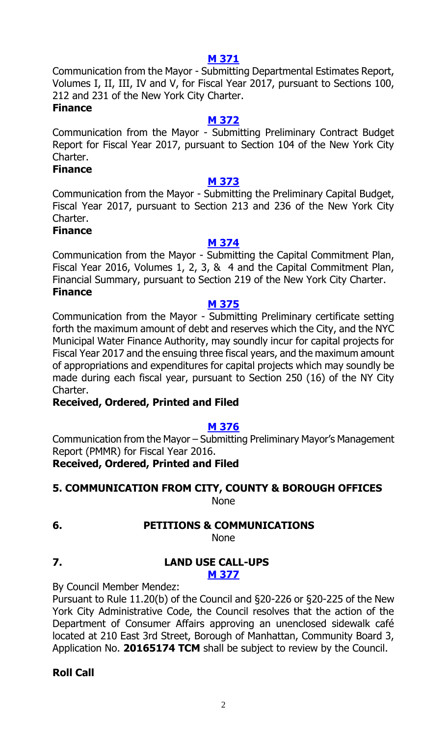**M 371**

Communication from the Mayor - Submitting Departmental Estimates Report, Volumes I, II, III, IV and V, for Fiscal Year 2017, pursuant to Sections 100, 212 and 231 of the New York City Charter.

**Finance**

**M 372**

Communication from the Mayor - Submitting Preliminary Contract Budget Report for Fiscal Year 2017, pursuant to Section 104 of the New York City Charter.

**Finance**

**M 373**

Communication from the Mayor - Submitting the Preliminary Capital Budget, Fiscal Year 2017, pursuant to Section 213 and 236 of the New York City Charter.

**Finance**

**M 374**

Communication from the Mayor - Submitting the Capital Commitment Plan, Fiscal Year 2016, Volumes 1, 2, 3, & 4 and the Capital Commitment Plan, Financial Summary, pursuant to Section 219 of the New York City Charter.

**Finance**

**M 375**

Communication from the Mayor - Submitting Preliminary certificate setting forth the maximum amount of debt and reserves which the City, and the NYC Municipal Water Finance Authority, may soundly incur for capital projects for Fiscal Year 2017 and the ensuing three fiscal years, and the maximum amount of appropriations and expenditures for capital projects which may soundly be made during each fiscal year, pursuant to Section 250 (16) of the NY City Charter.

**Received, Ordered, Printed and Filed**

**M 376**

Communication from the Mayor – Submitting Preliminary Mayor's Management Report (PMMR) for Fiscal Year 2016.

**Received, Ordered, Printed and Filed**

## 5. COMMUNICATION FROM CITY, COUNTY & BOROUGH OFFICES

None

## 6. PETITIONS & COMMUNICATIONS

None

## 7. LAND USE CALL-UPS

**M 377**

By Council Member Mendez:

Pursuant to Rule 11.20(b) of the Council and §20-226 or §20-225 of the New York City Administrative Code, the Council resolves that the action of the Department of Consumer Affairs approving an unenclosed sidewalk café located at 210 East 3rd Street, Borough of Manhattan, Community Board 3, Application No. **20165174 TCM** shall be subject to review by the Council.

**Roll Call**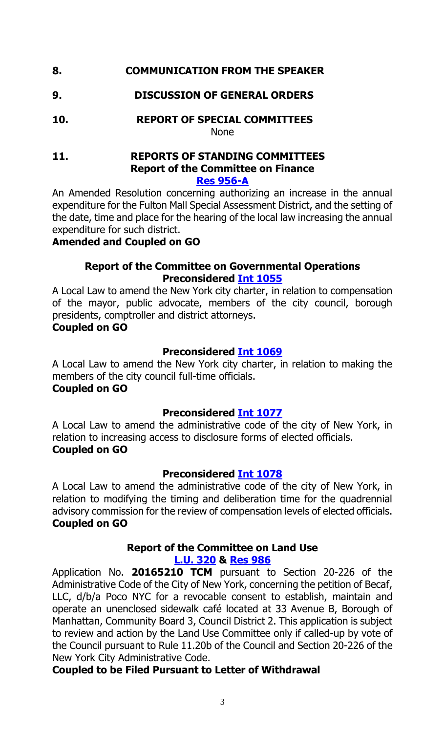## 8. COMMUNICATION FROM THE SPEAKER

## 9. DISCUSSION OF GENERAL ORDERS

## 10. REPORT OF SPECIAL COMMITTEES

None

## 11. REPORTS OF STANDING COMMITTEES

### Report of the Committee on Finance

**Res 956-A**

An Amended Resolution concerning authorizing an increase in the annual expenditure for the Fulton Mall Special Assessment District, and the setting of the date, time and place for the hearing of the local law increasing the annual expenditure for such district.

**Amended and Coupled on GO**

### Report of the Committee on Governmental Operations

**Preconsidered Int 1055**

A Local Law to amend the New York city charter, in relation to compensation of the mayor, public advocate, members of the city council, borough presidents, comptroller and district attorneys.

**Coupled on GO**

**Preconsidered Int 1069**

A Local Law to amend the New York city charter, in relation to making the members of the city council full-time officials.

**Coupled on GO**

**Preconsidered Int 1077**

A Local Law to amend the administrative code of the city of New York, in relation to increasing access to disclosure forms of elected officials.

**Coupled on GO**

**Preconsidered Int 1078**

A Local Law to amend the administrative code of the city of New York, in relation to modifying the timing and deliberation time for the quadrennial advisory commission for the review of compensation levels of elected officials.

**Coupled on GO**

### Report of the Committee on Land Use

**L.U. 320 & Res 986**

Application No. **20165210 TCM** pursuant to Section 20-226 of the Administrative Code of the City of New York, concerning the petition of Becaf, LLC, d/b/a Poco NYC for a revocable consent to establish, maintain and operate an unenclosed sidewalk café located at 33 Avenue B, Borough of Manhattan, Community Board 3, Council District 2. This application is subject to review and action by the Land Use Committee only if called-up by vote of the Council pursuant to Rule 11.20b of the Council and Section 20-226 of the New York City Administrative Code.

**Coupled to be Filed Pursuant to Letter of Withdrawal**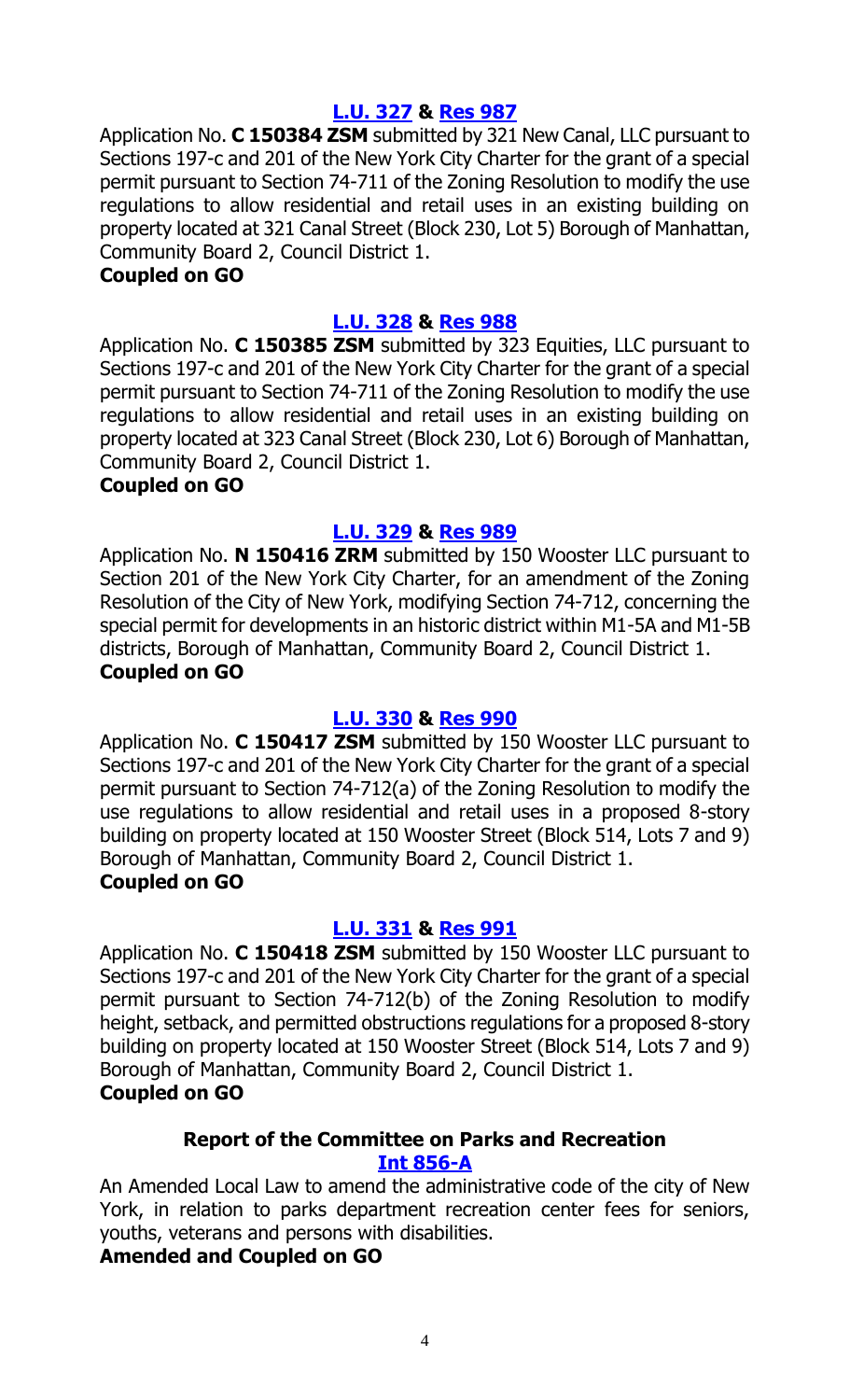**L.U. 327 & Res 987**

Application No. **C 150384 ZSM** submitted by 321 New Canal, LLC pursuant to Sections 197-c and 201 of the New York City Charter for the grant of a special permit pursuant to Section 74-711 of the Zoning Resolution to modify the use regulations to allow residential and retail uses in an existing building on property located at 321 Canal Street (Block 230, Lot 5) Borough of Manhattan, Community Board 2, Council District 1.

**Coupled on GO**

**L.U. 328 & Res 988**

Application No. **C 150385 ZSM** submitted by 323 Equities, LLC pursuant to Sections 197-c and 201 of the New York City Charter for the grant of a special permit pursuant to Section 74-711 of the Zoning Resolution to modify the use regulations to allow residential and retail uses in an existing building on property located at 323 Canal Street (Block 230, Lot 6) Borough of Manhattan, Community Board 2, Council District 1.

**Coupled on GO**

**L.U. 329 & Res 989**

Application No. **N 150416 ZRM** submitted by 150 Wooster LLC pursuant to Section 201 of the New York City Charter, for an amendment of the Zoning Resolution of the City of New York, modifying Section 74-712, concerning the special permit for developments in an historic district within M1-5A and M1-5B districts, Borough of Manhattan, Community Board 2, Council District 1.

**Coupled on GO**

**L.U. 330 & Res 990**

Application No. **C 150417 ZSM** submitted by 150 Wooster LLC pursuant to Sections 197-c and 201 of the New York City Charter for the grant of a special permit pursuant to Section 74-712(a) of the Zoning Resolution to modify the use regulations to allow residential and retail uses in a proposed 8-story building on property located at 150 Wooster Street (Block 514, Lots 7 and 9) Borough of Manhattan, Community Board 2, Council District 1.

**Coupled on GO**

**L.U. 331 & Res 991**

Application No. **C 150418 ZSM** submitted by 150 Wooster LLC pursuant to Sections 197-c and 201 of the New York City Charter for the grant of a special permit pursuant to Section 74-712(b) of the Zoning Resolution to modify height, setback, and permitted obstructions regulations for a proposed 8-story building on property located at 150 Wooster Street (Block 514, Lots 7 and 9) Borough of Manhattan, Community Board 2, Council District 1.

**Coupled on GO**

### Report of the Committee on Parks and Recreation

**Int 856-A**

An Amended Local Law to amend the administrative code of the city of New York, in relation to parks department recreation center fees for seniors, youths, veterans and persons with disabilities.

**Amended and Coupled on GO**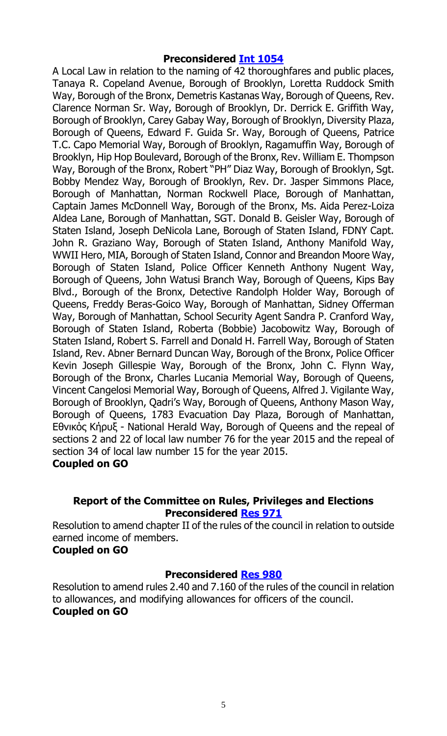**Preconsidered [Int 1054](#)**

A Local Law in relation to the naming of 42 thoroughfares and public places, Tanaya R. Copeland Avenue, Borough of Brooklyn, Loretta Ruddock Smith Way, Borough of the Bronx, Demetris Kastanas Way, Borough of Queens, Rev. Clarence Norman Sr. Way, Borough of Brooklyn, Dr. Derrick E. Griffith Way, Borough of Brooklyn, Carey Gabay Way, Borough of Brooklyn, Diversity Plaza, Borough of Queens, Edward F. Guida Sr. Way, Borough of Queens, Patrice T.C. Capo Memorial Way, Borough of Brooklyn, Ragamuffin Way, Borough of Brooklyn, Hip Hop Boulevard, Borough of the Bronx, Rev. William E. Thompson Way, Borough of the Bronx, Robert "PH" Diaz Way, Borough of Brooklyn, Sgt. Bobby Mendez Way, Borough of Brooklyn, Rev. Dr. Jasper Simmons Place, Borough of Manhattan, Norman Rockwell Place, Borough of Manhattan, Captain James McDonnell Way, Borough of the Bronx, Ms. Aida Perez-Loiza Aldea Lane, Borough of Manhattan, SGT. Donald B. Geisler Way, Borough of Staten Island, Joseph DeNicola Lane, Borough of Staten Island, FDNY Capt. John R. Graziano Way, Borough of Staten Island, Anthony Manifold Way, WWII Hero, MIA, Borough of Staten Island, Connor and Breandon Moore Way, Borough of Staten Island, Police Officer Kenneth Anthony Nugent Way, Borough of Queens, John Watusi Branch Way, Borough of Queens, Kips Bay Blvd., Borough of the Bronx, Detective Randolph Holder Way, Borough of Queens, Freddy Beras-Goico Way, Borough of Manhattan, Sidney Offerman Way, Borough of Manhattan, School Security Agent Sandra P. Cranford Way, Borough of Staten Island, Roberta (Bobbie) Jacobowitz Way, Borough of Staten Island, Robert S. Farrell and Donald H. Farrell Way, Borough of Staten Island, Rev. Abner Bernard Duncan Way, Borough of the Bronx, Police Officer Kevin Joseph Gillespie Way, Borough of the Bronx, John C. Flynn Way, Borough of the Bronx, Charles Lucania Memorial Way, Borough of Queens, Vincent Cangelosi Memorial Way, Borough of Queens, Alfred J. Vigilante Way, Borough of Brooklyn, Qadri's Way, Borough of Queens, Anthony Mason Way, Borough of Queens, 1783 Evacuation Day Plaza, Borough of Manhattan, Εθνικός Κήρυξ - National Herald Way, Borough of Queens and the repeal of sections 2 and 22 of local law number 76 for the year 2015 and the repeal of section 34 of local law number 15 for the year 2015.

**Coupled on GO**

**Report of the Committee on Rules, Privileges and Elections**
**Preconsidered [Res 971](#)**

Resolution to amend chapter II of the rules of the council in relation to outside earned income of members.

**Coupled on GO**

**Preconsidered [Res 980](#)**

Resolution to amend rules 2.40 and 7.160 of the rules of the council in relation to allowances, and modifying allowances for officers of the council.

**Coupled on GO**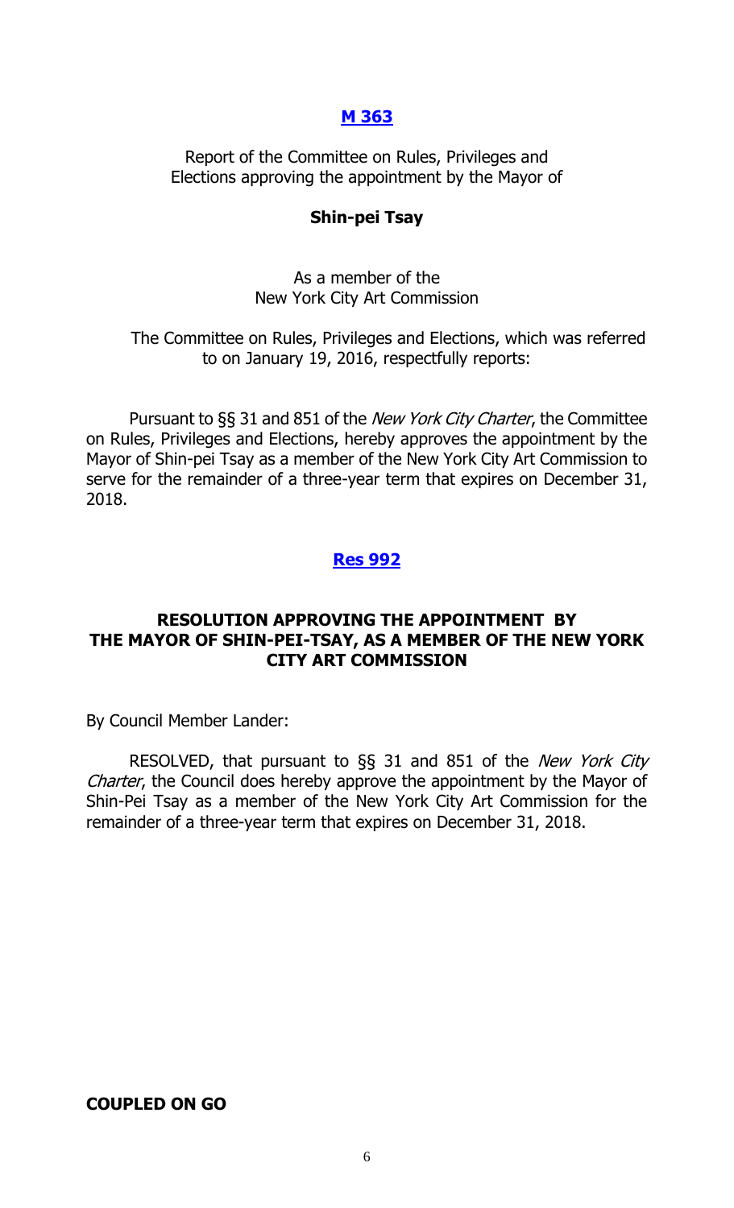## [M 363]

Report of the Committee on Rules, Privileges and Elections approving the appointment by the Mayor of

**Shin-pei Tsay**

As a member of the New York City Art Commission

The Committee on Rules, Privileges and Elections, which was referred to on January 19, 2016, respectfully reports:

Pursuant to §§ 31 and 851 of the *New York City Charter*, the Committee on Rules, Privileges and Elections, hereby approves the appointment by the Mayor of Shin-pei Tsay as a member of the New York City Art Commission to serve for the remainder of a three-year term that expires on December 31, 2018.

## [Res 992]

### RESOLUTION APPROVING THE APPOINTMENT BY THE MAYOR OF SHIN-PEI-TSAY, AS A MEMBER OF THE NEW YORK CITY ART COMMISSION

By Council Member Lander:

RESOLVED, that pursuant to §§ 31 and 851 of the *New York City Charter*, the Council does hereby approve the appointment by the Mayor of Shin-Pei Tsay as a member of the New York City Art Commission for the remainder of a three-year term that expires on December 31, 2018.

**COUPLED ON GO**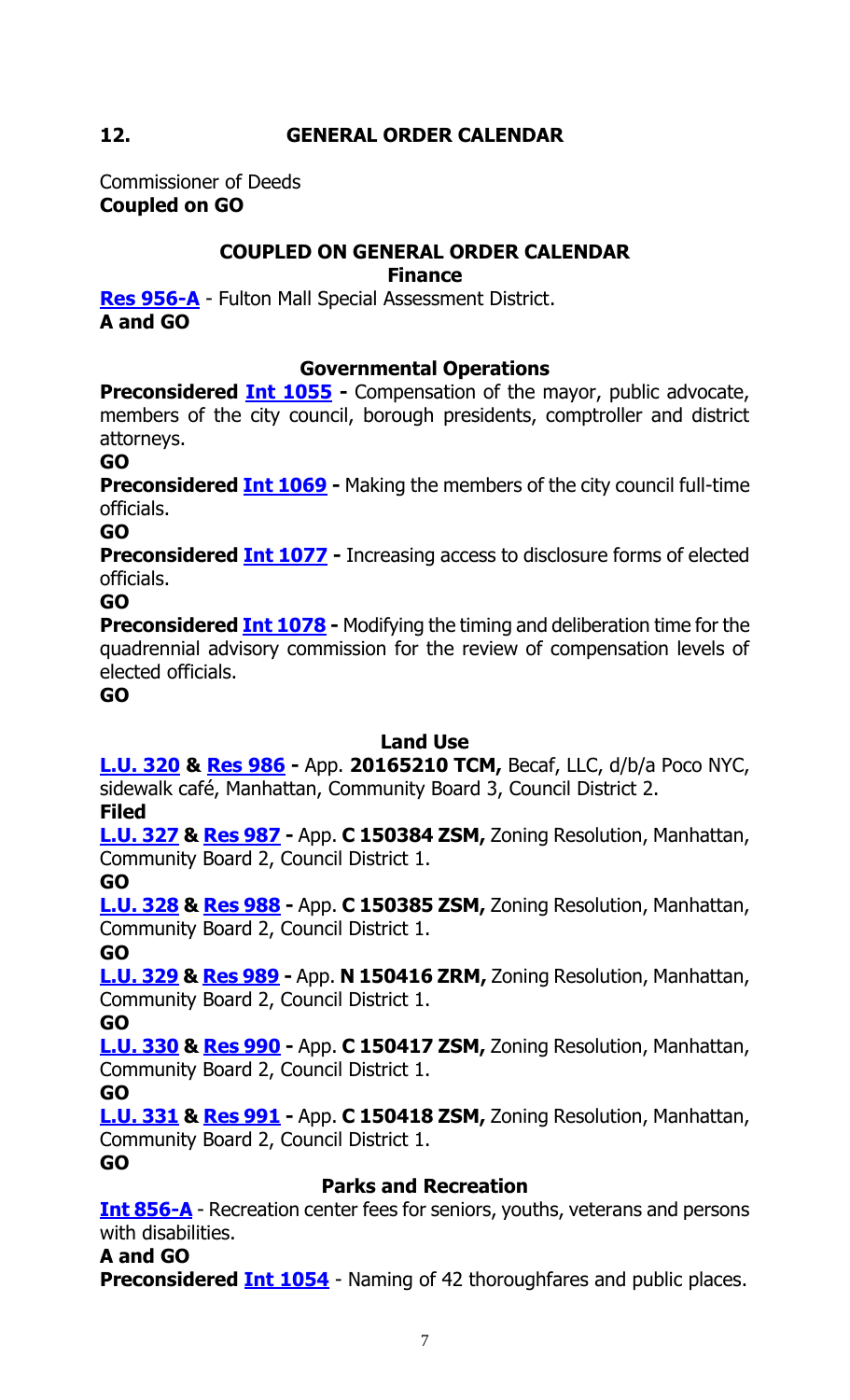## 12. GENERAL ORDER CALENDAR

Commissioner of Deeds
**Coupled on GO**

### COUPLED ON GENERAL ORDER CALENDAR

**Finance**

**Res 956-A** - Fulton Mall Special Assessment District.
**A and GO**

**Governmental Operations**

**Preconsidered Int 1055 -** Compensation of the mayor, public advocate, members of the city council, borough presidents, comptroller and district attorneys.
**GO**

**Preconsidered Int 1069 -** Making the members of the city council full-time officials.
**GO**

**Preconsidered Int 1077 -** Increasing access to disclosure forms of elected officials.
**GO**

**Preconsidered Int 1078 -** Modifying the timing and deliberation time for the quadrennial advisory commission for the review of compensation levels of elected officials.
**GO**

**Land Use**

**L.U. 320 & Res 986 -** App. **20165210 TCM,** Becaf, LLC, d/b/a Poco NYC, sidewalk café, Manhattan, Community Board 3, Council District 2.
**Filed**

**L.U. 327 & Res 987 -** App. **C 150384 ZSM,** Zoning Resolution, Manhattan, Community Board 2, Council District 1.
**GO**

**L.U. 328 & Res 988 -** App. **C 150385 ZSM,** Zoning Resolution, Manhattan, Community Board 2, Council District 1.
**GO**

**L.U. 329 & Res 989 -** App. **N 150416 ZRM,** Zoning Resolution, Manhattan, Community Board 2, Council District 1.
**GO**

**L.U. 330 & Res 990 -** App. **C 150417 ZSM,** Zoning Resolution, Manhattan, Community Board 2, Council District 1.
**GO**

**L.U. 331 & Res 991 -** App. **C 150418 ZSM,** Zoning Resolution, Manhattan, Community Board 2, Council District 1.
**GO**

**Parks and Recreation**

**Int 856-A** - Recreation center fees for seniors, youths, veterans and persons with disabilities.
**A and GO**

**Preconsidered Int 1054** - Naming of 42 thoroughfares and public places.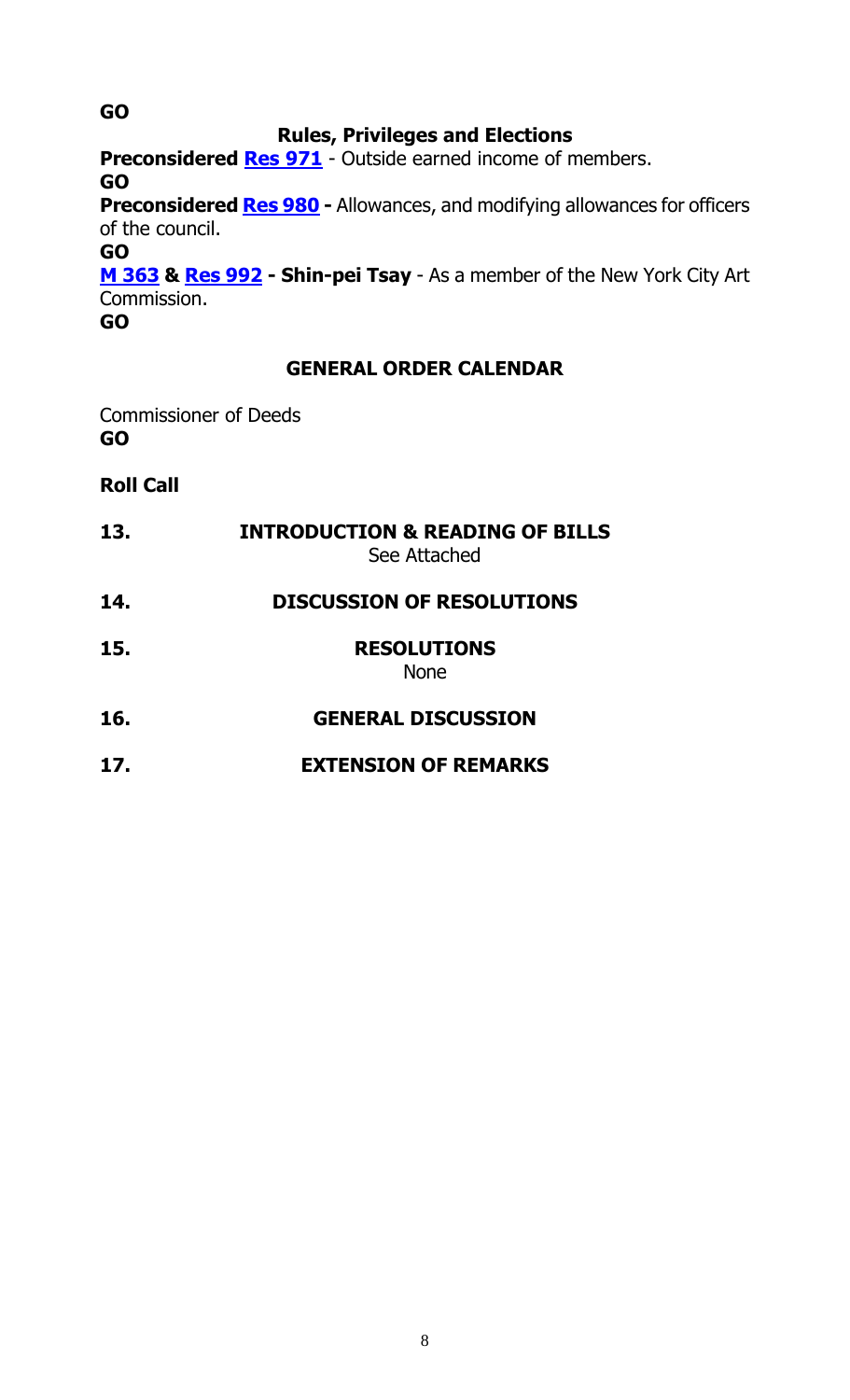**GO**

### Rules, Privileges and Elections

**Preconsidered Res 971** - Outside earned income of members.
**GO**

**Preconsidered Res 980 -** Allowances, and modifying allowances for officers of the council.
**GO**

**M 363 & Res 992 - Shin-pei Tsay** - As a member of the New York City Art Commission.
**GO**

### GENERAL ORDER CALENDAR

Commissioner of Deeds
**GO**

**Roll Call**

**13. INTRODUCTION & READING OF BILLS**
See Attached

**14. DISCUSSION OF RESOLUTIONS**

**15. RESOLUTIONS**
None

**16. GENERAL DISCUSSION**

**17. EXTENSION OF REMARKS**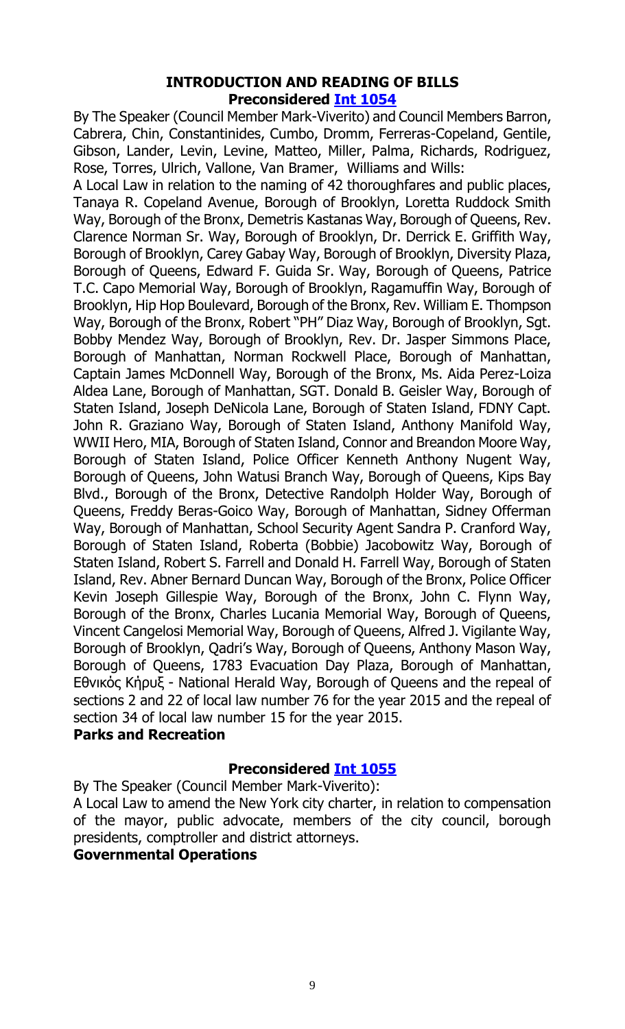### INTRODUCTION AND READING OF BILLS

**Preconsidered [Int 1054](#)**

By The Speaker (Council Member Mark-Viverito) and Council Members Barron, Cabrera, Chin, Constantinides, Cumbo, Dromm, Ferreras-Copeland, Gentile, Gibson, Lander, Levin, Levine, Matteo, Miller, Palma, Richards, Rodriguez, Rose, Torres, Ulrich, Vallone, Van Bramer, Williams and Wills:

A Local Law in relation to the naming of 42 thoroughfares and public places, Tanaya R. Copeland Avenue, Borough of Brooklyn, Loretta Ruddock Smith Way, Borough of the Bronx, Demetris Kastanas Way, Borough of Queens, Rev. Clarence Norman Sr. Way, Borough of Brooklyn, Dr. Derrick E. Griffith Way, Borough of Brooklyn, Carey Gabay Way, Borough of Brooklyn, Diversity Plaza, Borough of Queens, Edward F. Guida Sr. Way, Borough of Queens, Patrice T.C. Capo Memorial Way, Borough of Brooklyn, Ragamuffin Way, Borough of Brooklyn, Hip Hop Boulevard, Borough of the Bronx, Rev. William E. Thompson Way, Borough of the Bronx, Robert "PH" Diaz Way, Borough of Brooklyn, Sgt. Bobby Mendez Way, Borough of Brooklyn, Rev. Dr. Jasper Simmons Place, Borough of Manhattan, Norman Rockwell Place, Borough of Manhattan, Captain James McDonnell Way, Borough of the Bronx, Ms. Aida Perez-Loiza Aldea Lane, Borough of Manhattan, SGT. Donald B. Geisler Way, Borough of Staten Island, Joseph DeNicola Lane, Borough of Staten Island, FDNY Capt. John R. Graziano Way, Borough of Staten Island, Anthony Manifold Way, WWII Hero, MIA, Borough of Staten Island, Connor and Breandon Moore Way, Borough of Staten Island, Police Officer Kenneth Anthony Nugent Way, Borough of Queens, John Watusi Branch Way, Borough of Queens, Kips Bay Blvd., Borough of the Bronx, Detective Randolph Holder Way, Borough of Queens, Freddy Beras-Goico Way, Borough of Manhattan, Sidney Offerman Way, Borough of Manhattan, School Security Agent Sandra P. Cranford Way, Borough of Staten Island, Roberta (Bobbie) Jacobowitz Way, Borough of Staten Island, Robert S. Farrell and Donald H. Farrell Way, Borough of Staten Island, Rev. Abner Bernard Duncan Way, Borough of the Bronx, Police Officer Kevin Joseph Gillespie Way, Borough of the Bronx, John C. Flynn Way, Borough of the Bronx, Charles Lucania Memorial Way, Borough of Queens, Vincent Cangelosi Memorial Way, Borough of Queens, Alfred J. Vigilante Way, Borough of Brooklyn, Qadri's Way, Borough of Queens, Anthony Mason Way, Borough of Queens, 1783 Evacuation Day Plaza, Borough of Manhattan, Εθνικός Κήρυξ - National Herald Way, Borough of Queens and the repeal of sections 2 and 22 of local law number 76 for the year 2015 and the repeal of section 34 of local law number 15 for the year 2015.

**Parks and Recreation**

**Preconsidered [Int 1055](#)**

By The Speaker (Council Member Mark-Viverito):

A Local Law to amend the New York city charter, in relation to compensation of the mayor, public advocate, members of the city council, borough presidents, comptroller and district attorneys.

**Governmental Operations**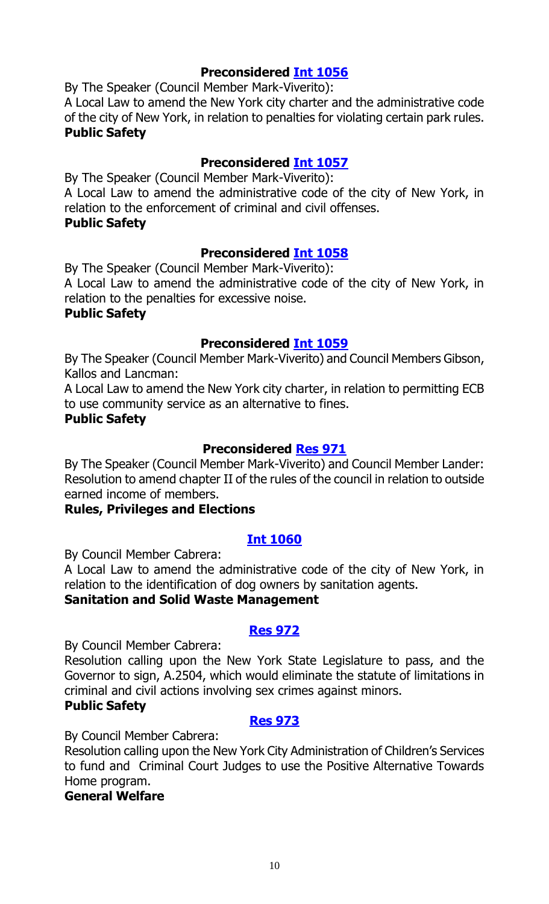### Preconsidered [Int 1056]

By The Speaker (Council Member Mark-Viverito):

A Local Law to amend the New York city charter and the administrative code of the city of New York, in relation to penalties for violating certain park rules.

**Public Safety**

### Preconsidered [Int 1057]

By The Speaker (Council Member Mark-Viverito):

A Local Law to amend the administrative code of the city of New York, in relation to the enforcement of criminal and civil offenses.

**Public Safety**

### Preconsidered [Int 1058]

By The Speaker (Council Member Mark-Viverito):

A Local Law to amend the administrative code of the city of New York, in relation to the penalties for excessive noise.

**Public Safety**

### Preconsidered [Int 1059]

By The Speaker (Council Member Mark-Viverito) and Council Members Gibson, Kallos and Lancman:

A Local Law to amend the New York city charter, in relation to permitting ECB to use community service as an alternative to fines.

**Public Safety**

### Preconsidered [Res 971]

By The Speaker (Council Member Mark-Viverito) and Council Member Lander:

Resolution to amend chapter II of the rules of the council in relation to outside earned income of members.

**Rules, Privileges and Elections**

### [Int 1060]

By Council Member Cabrera:

A Local Law to amend the administrative code of the city of New York, in relation to the identification of dog owners by sanitation agents.

**Sanitation and Solid Waste Management**

### [Res 972]

By Council Member Cabrera:

Resolution calling upon the New York State Legislature to pass, and the Governor to sign, A.2504, which would eliminate the statute of limitations in criminal and civil actions involving sex crimes against minors.

**Public Safety**

### [Res 973]

By Council Member Cabrera:

Resolution calling upon the New York City Administration of Children's Services to fund and Criminal Court Judges to use the Positive Alternative Towards Home program.

**General Welfare**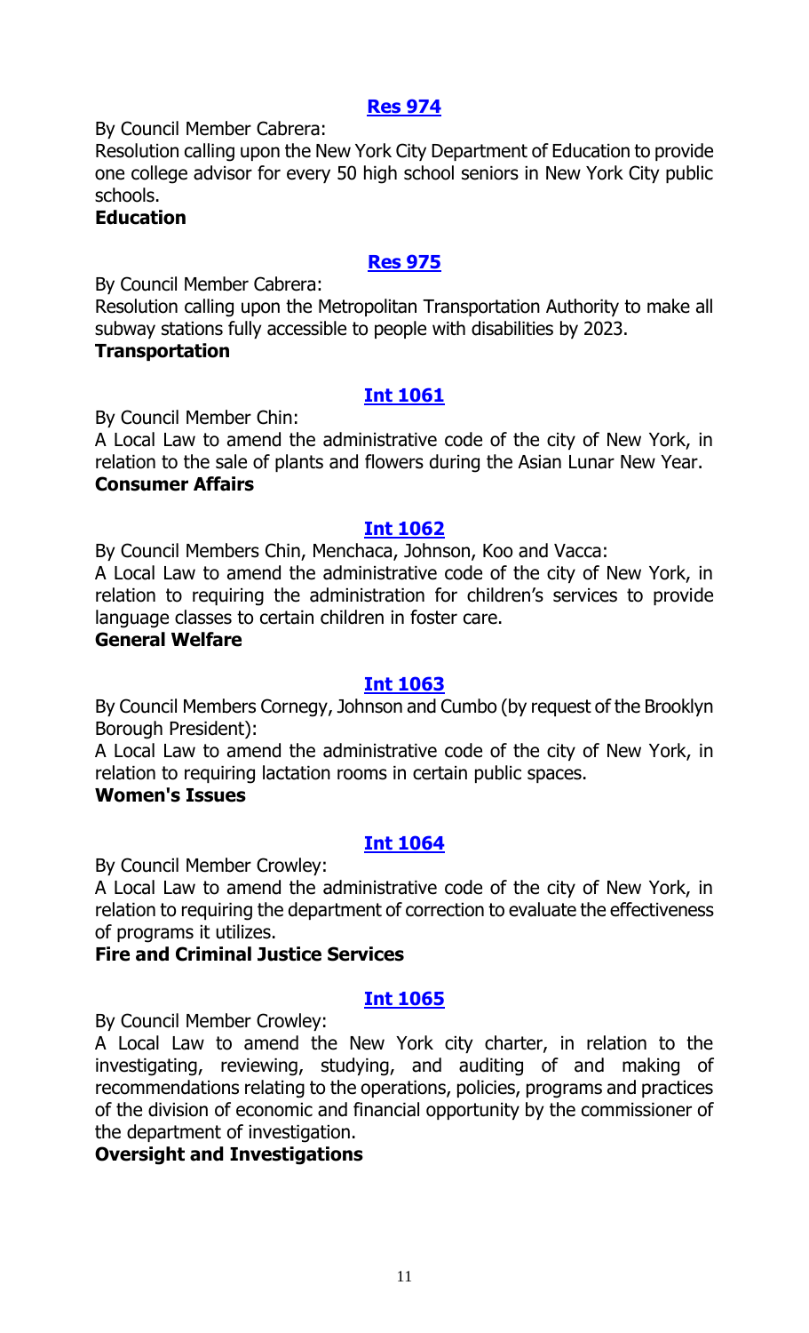**[Res 974]**

By Council Member Cabrera:

Resolution calling upon the New York City Department of Education to provide one college advisor for every 50 high school seniors in New York City public schools.

**Education**

**[Res 975]**

By Council Member Cabrera:

Resolution calling upon the Metropolitan Transportation Authority to make all subway stations fully accessible to people with disabilities by 2023.

**Transportation**

**[Int 1061]**

By Council Member Chin:

A Local Law to amend the administrative code of the city of New York, in relation to the sale of plants and flowers during the Asian Lunar New Year.

**Consumer Affairs**

**[Int 1062]**

By Council Members Chin, Menchaca, Johnson, Koo and Vacca:

A Local Law to amend the administrative code of the city of New York, in relation to requiring the administration for children's services to provide language classes to certain children in foster care.

**General Welfare**

**[Int 1063]**

By Council Members Cornegy, Johnson and Cumbo (by request of the Brooklyn Borough President):

A Local Law to amend the administrative code of the city of New York, in relation to requiring lactation rooms in certain public spaces.

**Women's Issues**

**[Int 1064]**

By Council Member Crowley:

A Local Law to amend the administrative code of the city of New York, in relation to requiring the department of correction to evaluate the effectiveness of programs it utilizes.

**Fire and Criminal Justice Services**

**[Int 1065]**

By Council Member Crowley:

A Local Law to amend the New York city charter, in relation to the investigating, reviewing, studying, and auditing of and making of recommendations relating to the operations, policies, programs and practices of the division of economic and financial opportunity by the commissioner of the department of investigation.

**Oversight and Investigations**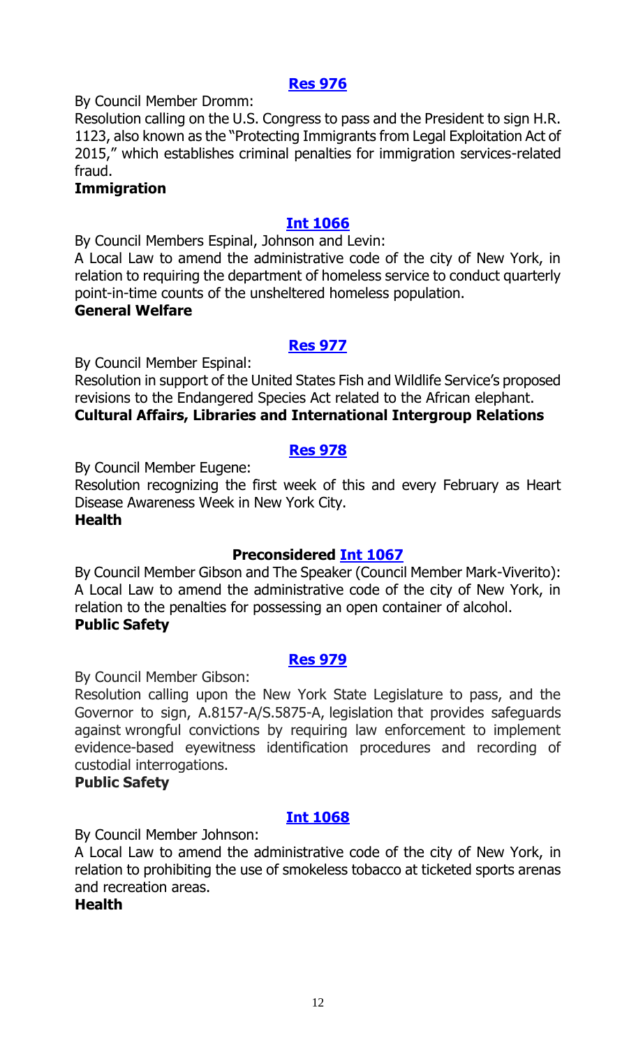### [Res 976]

By Council Member Dromm:

Resolution calling on the U.S. Congress to pass and the President to sign H.R. 1123, also known as the "Protecting Immigrants from Legal Exploitation Act of 2015," which establishes criminal penalties for immigration services-related fraud.

**Immigration**

### [Int 1066]

By Council Members Espinal, Johnson and Levin:

A Local Law to amend the administrative code of the city of New York, in relation to requiring the department of homeless service to conduct quarterly point-in-time counts of the unsheltered homeless population.

**General Welfare**

### [Res 977]

By Council Member Espinal:

Resolution in support of the United States Fish and Wildlife Service's proposed revisions to the Endangered Species Act related to the African elephant.

**Cultural Affairs, Libraries and International Intergroup Relations**

### [Res 978]

By Council Member Eugene:

Resolution recognizing the first week of this and every February as Heart Disease Awareness Week in New York City.

**Health**

### Preconsidered [Int 1067]

By Council Member Gibson and The Speaker (Council Member Mark-Viverito):

A Local Law to amend the administrative code of the city of New York, in relation to the penalties for possessing an open container of alcohol.

**Public Safety**

### [Res 979]

By Council Member Gibson:

Resolution calling upon the New York State Legislature to pass, and the Governor to sign, A.8157-A/S.5875-A, legislation that provides safeguards against wrongful convictions by requiring law enforcement to implement evidence-based eyewitness identification procedures and recording of custodial interrogations.

**Public Safety**

### [Int 1068]

By Council Member Johnson:

A Local Law to amend the administrative code of the city of New York, in relation to prohibiting the use of smokeless tobacco at ticketed sports arenas and recreation areas.

**Health**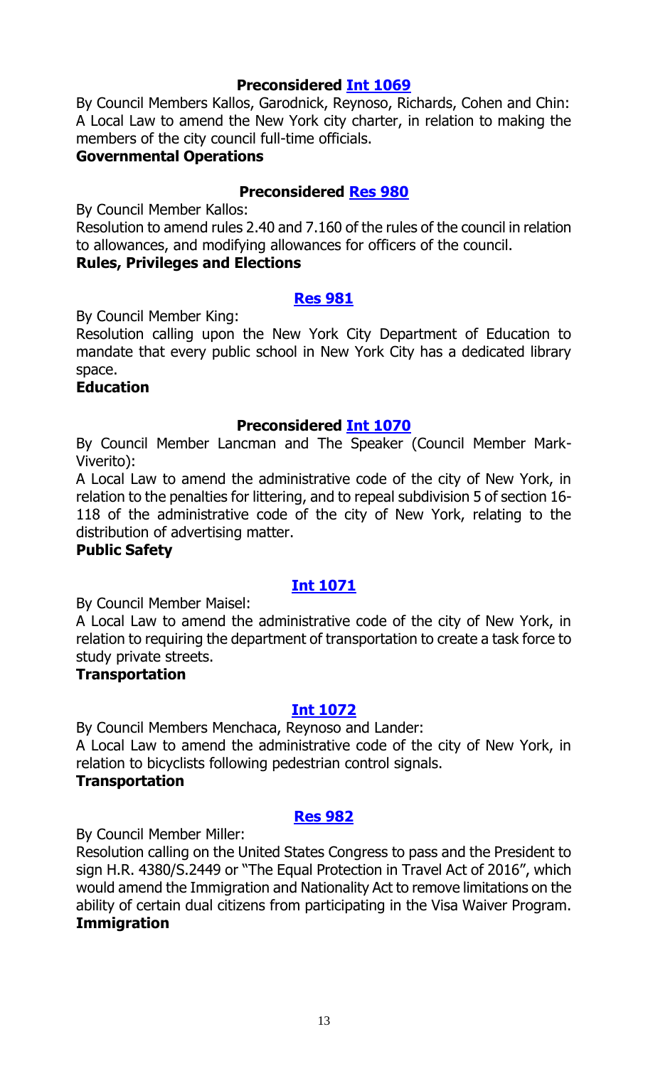**Preconsidered [Int 1069]**

By Council Members Kallos, Garodnick, Reynoso, Richards, Cohen and Chin: A Local Law to amend the New York city charter, in relation to making the members of the city council full-time officials.

**Governmental Operations**

**Preconsidered [Res 980]**

By Council Member Kallos:

Resolution to amend rules 2.40 and 7.160 of the rules of the council in relation to allowances, and modifying allowances for officers of the council.

**Rules, Privileges and Elections**

**[Res 981]**

By Council Member King:

Resolution calling upon the New York City Department of Education to mandate that every public school in New York City has a dedicated library space.

**Education**

**Preconsidered [Int 1070]**

By Council Member Lancman and The Speaker (Council Member Mark-Viverito):

A Local Law to amend the administrative code of the city of New York, in relation to the penalties for littering, and to repeal subdivision 5 of section 16-118 of the administrative code of the city of New York, relating to the distribution of advertising matter.

**Public Safety**

**[Int 1071]**

By Council Member Maisel:

A Local Law to amend the administrative code of the city of New York, in relation to requiring the department of transportation to create a task force to study private streets.

**Transportation**

**[Int 1072]**

By Council Members Menchaca, Reynoso and Lander:

A Local Law to amend the administrative code of the city of New York, in relation to bicyclists following pedestrian control signals.

**Transportation**

**[Res 982]**

By Council Member Miller:

Resolution calling on the United States Congress to pass and the President to sign H.R. 4380/S.2449 or "The Equal Protection in Travel Act of 2016", which would amend the Immigration and Nationality Act to remove limitations on the ability of certain dual citizens from participating in the Visa Waiver Program.

**Immigration**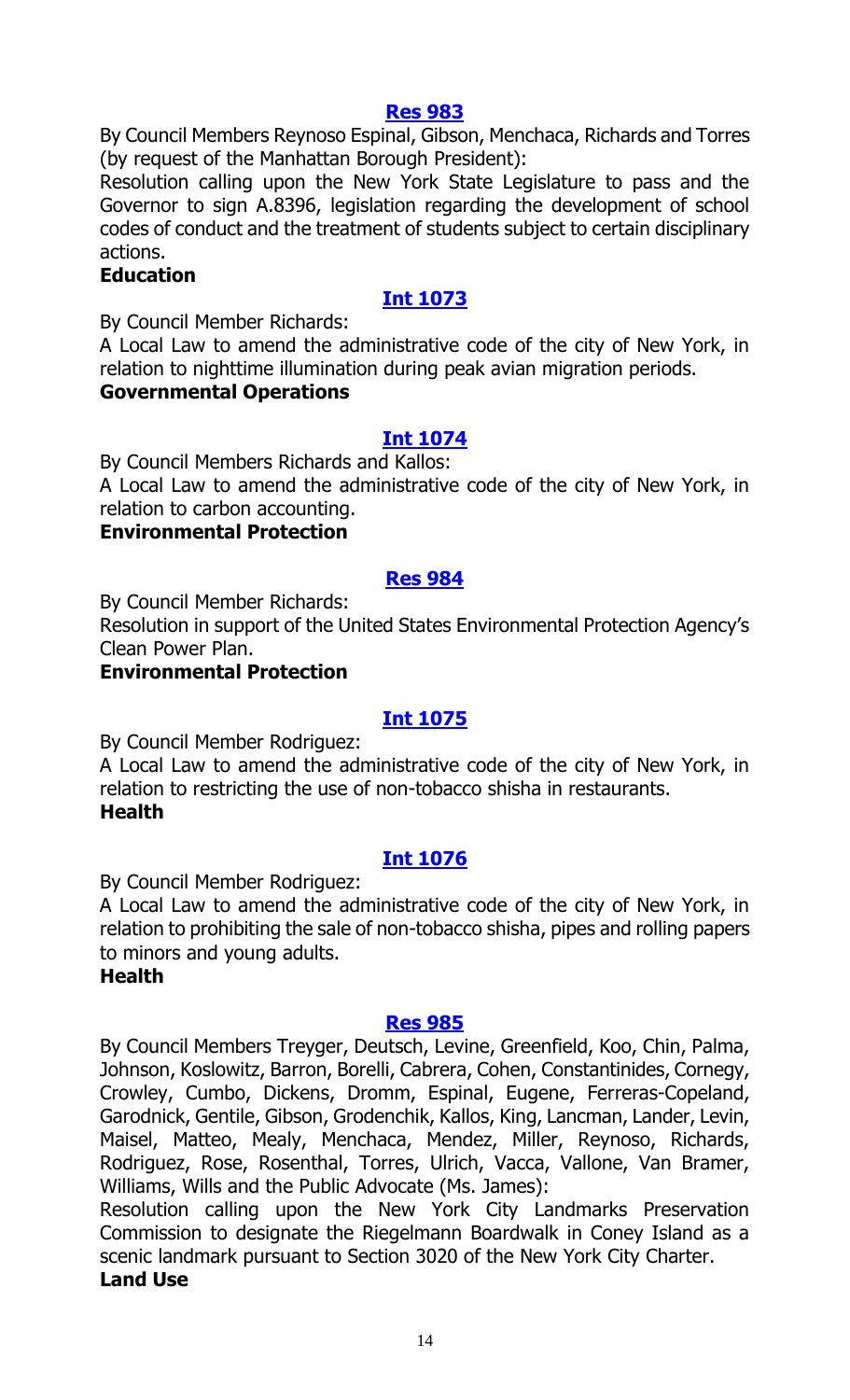**[Res 983](#)**

By Council Members Reynoso Espinal, Gibson, Menchaca, Richards and Torres (by request of the Manhattan Borough President):

Resolution calling upon the New York State Legislature to pass and the Governor to sign A.8396, legislation regarding the development of school codes of conduct and the treatment of students subject to certain disciplinary actions.

**Education**

**[Int 1073](#)**

By Council Member Richards:

A Local Law to amend the administrative code of the city of New York, in relation to nighttime illumination during peak avian migration periods.

**Governmental Operations**

**[Int 1074](#)**

By Council Members Richards and Kallos:

A Local Law to amend the administrative code of the city of New York, in relation to carbon accounting.

**Environmental Protection**

**[Res 984](#)**

By Council Member Richards:

Resolution in support of the United States Environmental Protection Agency's Clean Power Plan.

**Environmental Protection**

**[Int 1075](#)**

By Council Member Rodriguez:

A Local Law to amend the administrative code of the city of New York, in relation to restricting the use of non-tobacco shisha in restaurants.

**Health**

**[Int 1076](#)**

By Council Member Rodriguez:

A Local Law to amend the administrative code of the city of New York, in relation to prohibiting the sale of non-tobacco shisha, pipes and rolling papers to minors and young adults.

**Health**

**[Res 985](#)**

By Council Members Treyger, Deutsch, Levine, Greenfield, Koo, Chin, Palma, Johnson, Koslowitz, Barron, Borelli, Cabrera, Cohen, Constantinides, Cornegy, Crowley, Cumbo, Dickens, Dromm, Espinal, Eugene, Ferreras-Copeland, Garodnick, Gentile, Gibson, Grodenchik, Kallos, King, Lancman, Lander, Levin, Maisel, Matteo, Mealy, Menchaca, Mendez, Miller, Reynoso, Richards, Rodriguez, Rose, Rosenthal, Torres, Ulrich, Vacca, Vallone, Van Bramer, Williams, Wills and the Public Advocate (Ms. James):

Resolution calling upon the New York City Landmarks Preservation Commission to designate the Riegelmann Boardwalk in Coney Island as a scenic landmark pursuant to Section 3020 of the New York City Charter.

**Land Use**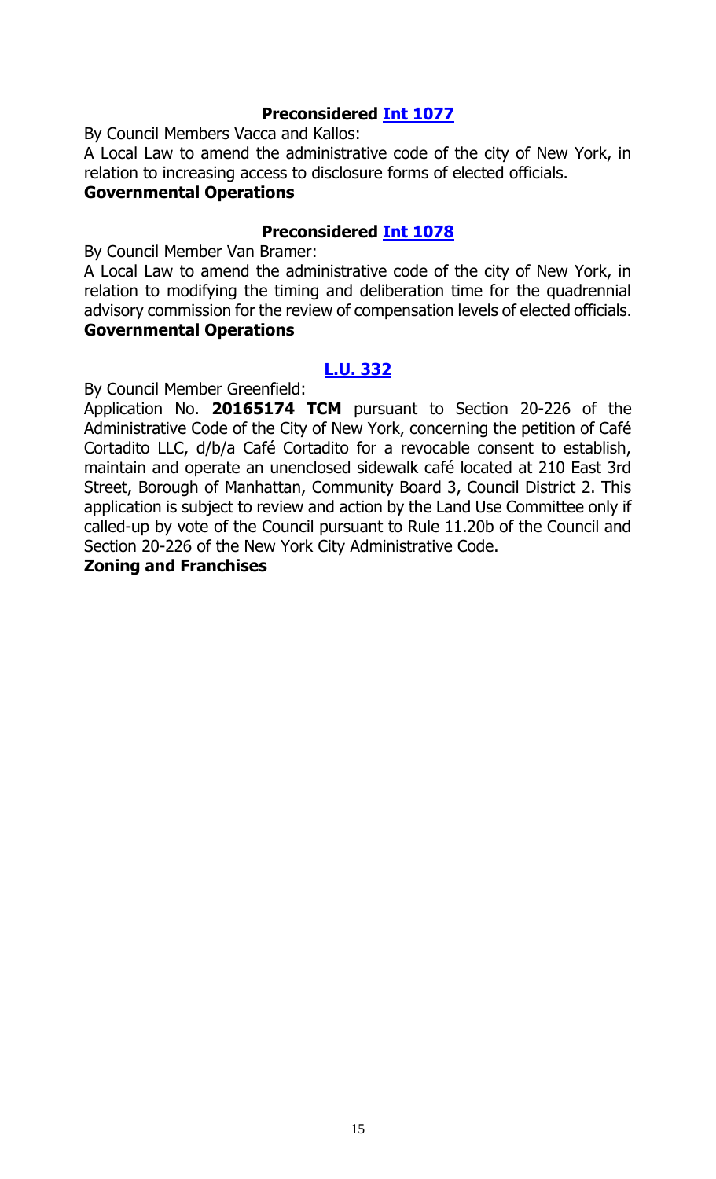**Preconsidered [Int 1077](#)**

By Council Members Vacca and Kallos:

A Local Law to amend the administrative code of the city of New York, in relation to increasing access to disclosure forms of elected officials.

**Governmental Operations**

**Preconsidered [Int 1078](#)**

By Council Member Van Bramer:

A Local Law to amend the administrative code of the city of New York, in relation to modifying the timing and deliberation time for the quadrennial advisory commission for the review of compensation levels of elected officials.

**Governmental Operations**

**[L.U. 332](#)**

By Council Member Greenfield:

Application No. **20165174 TCM** pursuant to Section 20-226 of the Administrative Code of the City of New York, concerning the petition of Café Cortadito LLC, d/b/a Café Cortadito for a revocable consent to establish, maintain and operate an unenclosed sidewalk café located at 210 East 3rd Street, Borough of Manhattan, Community Board 3, Council District 2. This application is subject to review and action by the Land Use Committee only if called-up by vote of the Council pursuant to Rule 11.20b of the Council and Section 20-226 of the New York City Administrative Code.

**Zoning and Franchises**